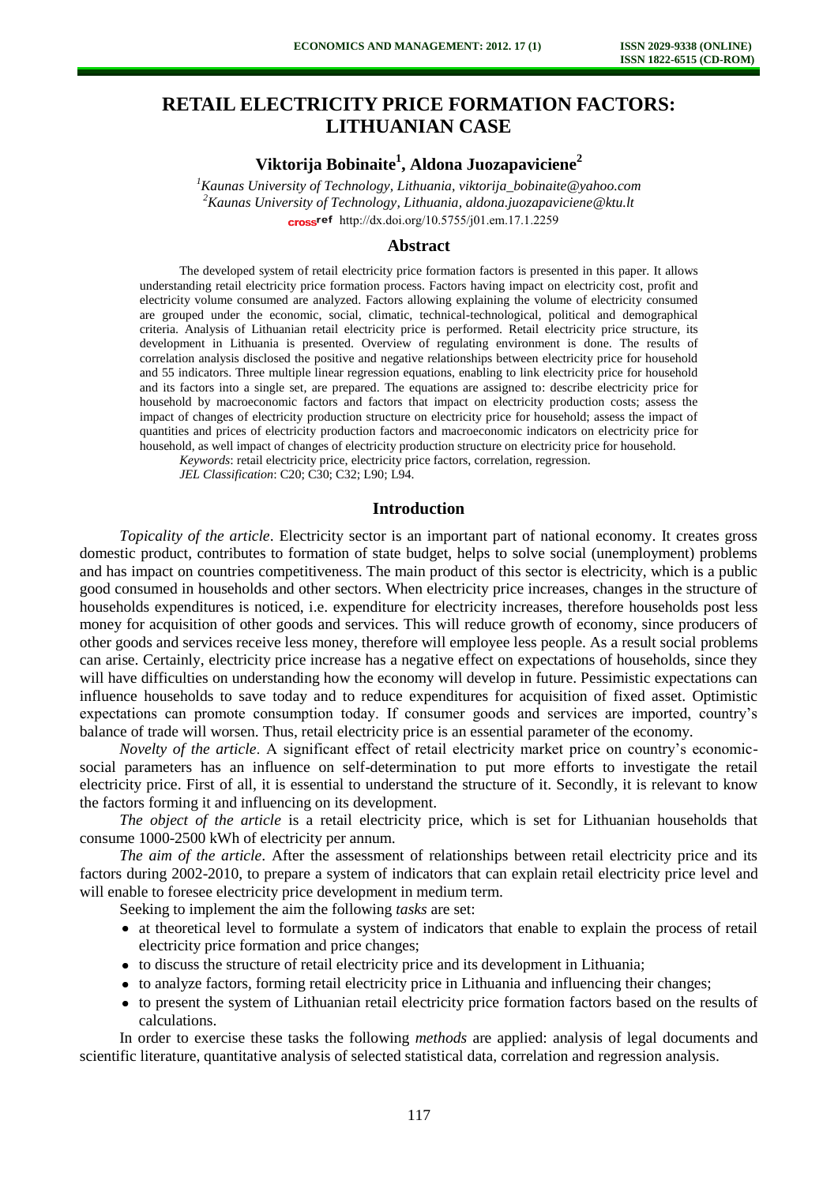# RETAIL ELECTRICITY PRICE FORMATION FACTORS: LITHUANIAN CASE

**Viktorija Bobinaite[1], Aldona Juozapaviciene[2]**

*[1]Kaunas University of Technology, Lithuania, viktorija_bobinaite@yahoo.com*
*[2]Kaunas University of Technology, Lithuania, aldona.juozapaviciene@ktu.lt*
http://dx.doi.org/10.5755/j01.em.17.1.2259

## Abstract

The developed system of retail electricity price formation factors is presented in this paper. It allows understanding retail electricity price formation process. Factors having impact on electricity cost, profit and electricity volume consumed are analyzed. Factors allowing explaining the volume of electricity consumed are grouped under the economic, social, climatic, technical-technological, political and demographical criteria. Analysis of Lithuanian retail electricity price is performed. Retail electricity price structure, its development in Lithuania is presented. Overview of regulating environment is done. The results of correlation analysis disclosed the positive and negative relationships between electricity price for household and 55 indicators. Three multiple linear regression equations, enabling to link electricity price for household and its factors into a single set, are prepared. The equations are assigned to: describe electricity price for household by macroeconomic factors and factors that impact on electricity production costs; assess the impact of changes of electricity production structure on electricity price for household; assess the impact of quantities and prices of electricity production factors and macroeconomic indicators on electricity price for household, as well impact of changes of electricity production structure on electricity price for household.

*Keywords*: retail electricity price, electricity price factors, correlation, regression.

*JEL Classification*: C20; C30; C32; L90; L94.

## Introduction

*Topicality of the article*. Electricity sector is an important part of national economy. It creates gross domestic product, contributes to formation of state budget, helps to solve social (unemployment) problems and has impact on countries competitiveness. The main product of this sector is electricity, which is a public good consumed in households and other sectors. When electricity price increases, changes in the structure of households expenditures is noticed, i.e. expenditure for electricity increases, therefore households post less money for acquisition of other goods and services. This will reduce growth of economy, since producers of other goods and services receive less money, therefore will employee less people. As a result social problems can arise. Certainly, electricity price increase has a negative effect on expectations of households, since they will have difficulties on understanding how the economy will develop in future. Pessimistic expectations can influence households to save today and to reduce expenditures for acquisition of fixed asset. Optimistic expectations can promote consumption today. If consumer goods and services are imported, country's balance of trade will worsen. Thus, retail electricity price is an essential parameter of the economy.

*Novelty of the article*. A significant effect of retail electricity market price on country's economic-social parameters has an influence on self-determination to put more efforts to investigate the retail electricity price. First of all, it is essential to understand the structure of it. Secondly, it is relevant to know the factors forming it and influencing on its development.

*The object of the article* is a retail electricity price, which is set for Lithuanian households that consume 1000-2500 kWh of electricity per annum.

*The aim of the article*. After the assessment of relationships between retail electricity price and its factors during 2002-2010, to prepare a system of indicators that can explain retail electricity price level and will enable to foresee electricity price development in medium term.

Seeking to implement the aim the following *tasks* are set:

- at theoretical level to formulate a system of indicators that enable to explain the process of retail electricity price formation and price changes;
- to discuss the structure of retail electricity price and its development in Lithuania;
- to analyze factors, forming retail electricity price in Lithuania and influencing their changes;
- to present the system of Lithuanian retail electricity price formation factors based on the results of calculations.

In order to exercise these tasks the following *methods* are applied: analysis of legal documents and scientific literature, quantitative analysis of selected statistical data, correlation and regression analysis.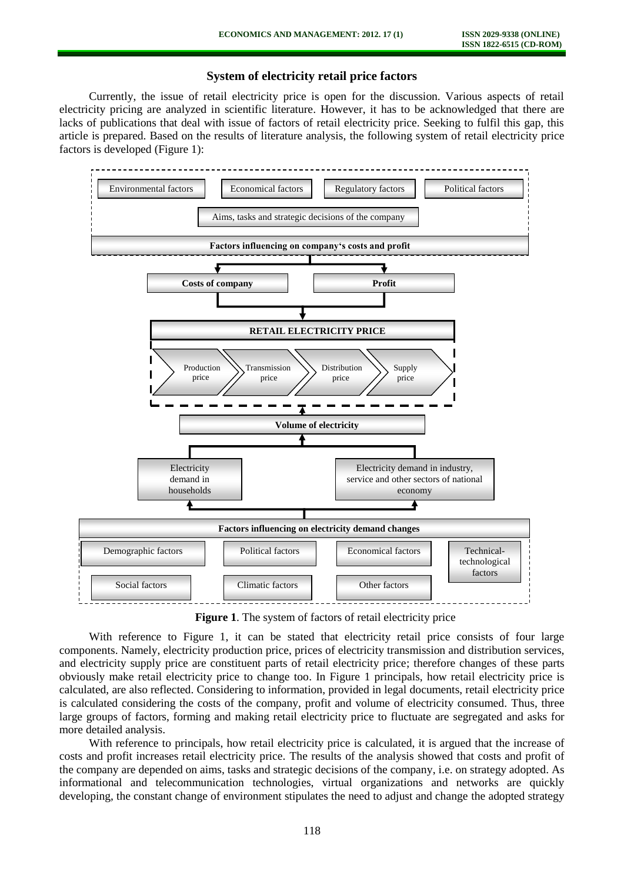## System of electricity retail price factors

Currently, the issue of retail electricity price is open for the discussion. Various aspects of retail electricity pricing are analyzed in scientific literature. However, it has to be acknowledged that there are lacks of publications that deal with issue of factors of retail electricity price. Seeking to fulfil this gap, this article is prepared. Based on the results of literature analysis, the following system of retail electricity price factors is developed (Figure 1):

**Figure 1**. The system of factors of retail electricity price

With reference to Figure 1, it can be stated that electricity retail price consists of four large components. Namely, electricity production price, prices of electricity transmission and distribution services, and electricity supply price are constituent parts of retail electricity price; therefore changes of these parts obviously make retail electricity price to change too. In Figure 1 principals, how retail electricity price is calculated, are also reflected. Considering to information, provided in legal documents, retail electricity price is calculated considering the costs of the company, profit and volume of electricity consumed. Thus, three large groups of factors, forming and making retail electricity price to fluctuate are segregated and asks for more detailed analysis.

With reference to principals, how retail electricity price is calculated, it is argued that the increase of costs and profit increases retail electricity price. The results of the analysis showed that costs and profit of the company are depended on aims, tasks and strategic decisions of the company, i.e. on strategy adopted. As informational and telecommunication technologies, virtual organizations and networks are quickly developing, the constant change of environment stipulates the need to adjust and change the adopted strategy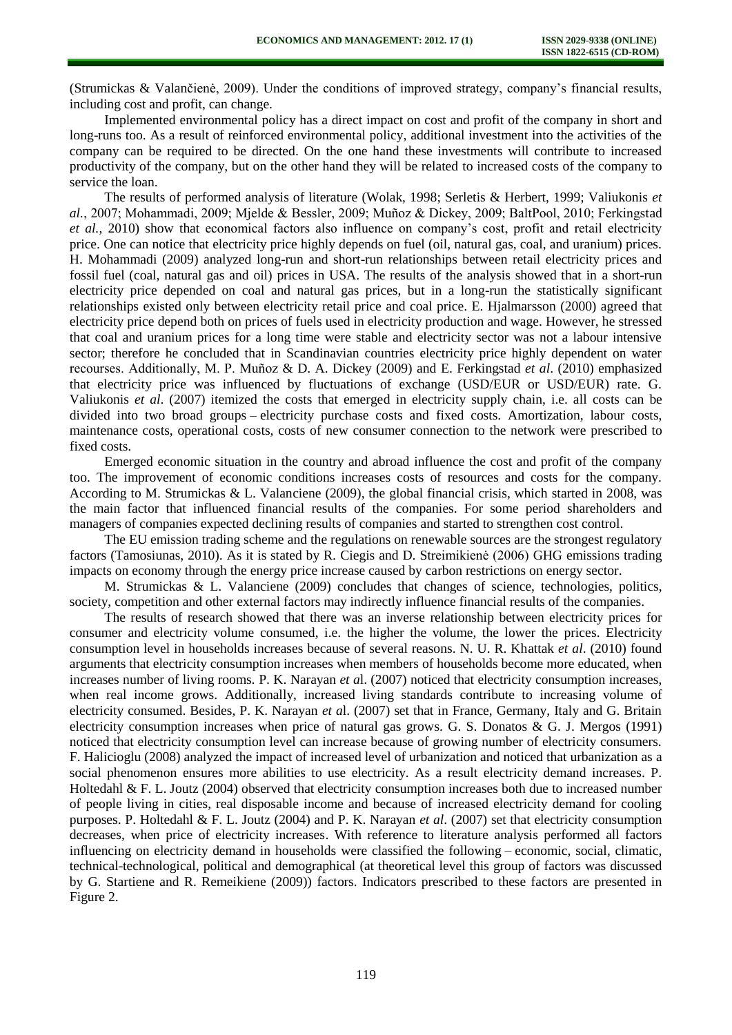(Strumickas & Valančienė, 2009). Under the conditions of improved strategy, company's financial results, including cost and profit, can change.

Implemented environmental policy has a direct impact on cost and profit of the company in short and long-runs too. As a result of reinforced environmental policy, additional investment into the activities of the company can be required to be directed. On the one hand these investments will contribute to increased productivity of the company, but on the other hand they will be related to increased costs of the company to service the loan.

The results of performed analysis of literature (Wolak, 1998; Serletis & Herbert, 1999; Valiukonis *et al.*, 2007; Mohammadi, 2009; Mjelde & Bessler, 2009; Muñoz & Dickey, 2009; BaltPool, 2010; Ferkingstad *et al.*, 2010) show that economical factors also influence on company's cost, profit and retail electricity price. One can notice that electricity price highly depends on fuel (oil, natural gas, coal, and uranium) prices. H. Mohammadi (2009) analyzed long-run and short-run relationships between retail electricity prices and fossil fuel (coal, natural gas and oil) prices in USA. The results of the analysis showed that in a short-run electricity price depended on coal and natural gas prices, but in a long-run the statistically significant relationships existed only between electricity retail price and coal price. E. Hjalmarsson (2000) agreed that electricity price depend both on prices of fuels used in electricity production and wage. However, he stressed that coal and uranium prices for a long time were stable and electricity sector was not a labour intensive sector; therefore he concluded that in Scandinavian countries electricity price highly dependent on water recourses. Additionally, M. P. Muñoz & D. A. Dickey (2009) and E. Ferkingstad *et al*. (2010) emphasized that electricity price was influenced by fluctuations of exchange (USD/EUR or USD/EUR) rate. G. Valiukonis *et al*. (2007) itemized the costs that emerged in electricity supply chain, i.e. all costs can be divided into two broad groups – electricity purchase costs and fixed costs. Amortization, labour costs, maintenance costs, operational costs, costs of new consumer connection to the network were prescribed to fixed costs.

Emerged economic situation in the country and abroad influence the cost and profit of the company too. The improvement of economic conditions increases costs of resources and costs for the company. According to M. Strumickas & L. Valanciene (2009), the global financial crisis, which started in 2008, was the main factor that influenced financial results of the companies. For some period shareholders and managers of companies expected declining results of companies and started to strengthen cost control.

The EU emission trading scheme and the regulations on renewable sources are the strongest regulatory factors (Tamosiunas, 2010). As it is stated by R. Ciegis and D. Streimikienė (2006) GHG emissions trading impacts on economy through the energy price increase caused by carbon restrictions on energy sector.

M. Strumickas & L. Valanciene (2009) concludes that changes of science, technologies, politics, society, competition and other external factors may indirectly influence financial results of the companies.

The results of research showed that there was an inverse relationship between electricity prices for consumer and electricity volume consumed, i.e. the higher the volume, the lower the prices. Electricity consumption level in households increases because of several reasons. N. U. R. Khattak *et al*. (2010) found arguments that electricity consumption increases when members of households become more educated, when increases number of living rooms. P. K. Narayan *et a*l. (2007) noticed that electricity consumption increases, when real income grows. Additionally, increased living standards contribute to increasing volume of electricity consumed. Besides, P. K. Narayan *et a*l. (2007) set that in France, Germany, Italy and G. Britain electricity consumption increases when price of natural gas grows. G. S. Donatos & G. J. Mergos (1991) noticed that electricity consumption level can increase because of growing number of electricity consumers. F. Halicioglu (2008) analyzed the impact of increased level of urbanization and noticed that urbanization as a social phenomenon ensures more abilities to use electricity. As a result electricity demand increases. P. Holtedahl & F. L. Joutz (2004) observed that electricity consumption increases both due to increased number of people living in cities, real disposable income and because of increased electricity demand for cooling purposes. P. Holtedahl & F. L. Joutz (2004) and P. K. Narayan *et al*. (2007) set that electricity consumption decreases, when price of electricity increases. With reference to literature analysis performed all factors influencing on electricity demand in households were classified the following – economic, social, climatic, technical-technological, political and demographical (at theoretical level this group of factors was discussed by G. Startiene and R. Remeikiene (2009)) factors. Indicators prescribed to these factors are presented in Figure 2.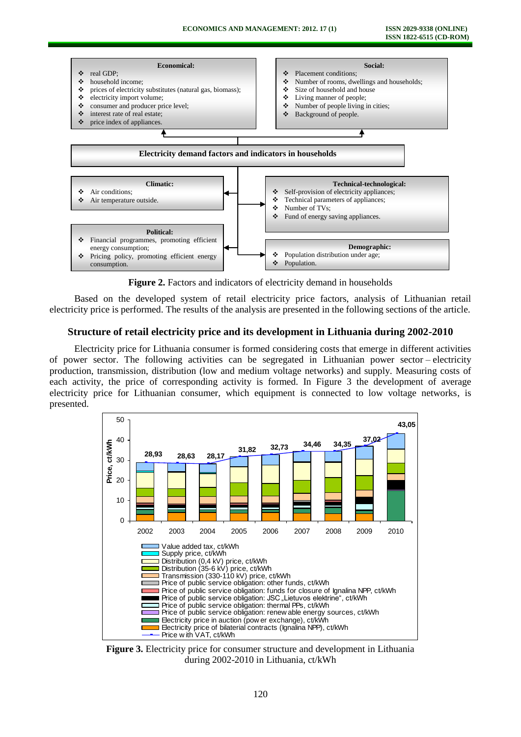**Economical:**

- real GDP;
- household income;
- prices of electricity substitutes (natural gas, biomass);
- electricity import volume;
- consumer and producer price level;
- interest rate of real estate;
- price index of appliances.

**Social:**

- Placement conditions;
- Number of rooms, dwellings and households;
- Size of household and house
- Living manner of people;
- Number of people living in cities;
- Background of people.

**Electricity demand factors and indicators in households**

**Climatic:**

- Air conditions;
- Air temperature outside.

**Technical-technological:**

- Self-provision of electricity appliances;
- Technical parameters of appliances;
- Number of TVs;
- Fund of energy saving appliances.

**Political:**

- Financial programmes, promoting efficient energy consumption;
- Pricing policy, promoting efficient energy consumption.

**Demographic:**

- Population distribution under age;
- Population.

**Figure 2.** Factors and indicators of electricity demand in households

Based on the developed system of retail electricity price factors, analysis of Lithuanian retail electricity price is performed. The results of the analysis are presented in the following sections of the article.

## Structure of retail electricity price and its development in Lithuania during 2002-2010

Electricity price for Lithuania consumer is formed considering costs that emerge in different activities of power sector. The following activities can be segregated in Lithuanian power sector – electricity production, transmission, distribution (low and medium voltage networks) and supply. Measuring costs of each activity, the price of corresponding activity is formed. In Figure 3 the development of average electricity price for Lithuanian consumer, which equipment is connected to low voltage networks, is presented.

Price with VAT, ct/kWh:

| Year | 2002 | 2003 | 2004 | 2005 | 2006 | 2007 | 2008 | 2009 | 2010 |
|---|---|---|---|---|---|---|---|---|---|
| Price with VAT, ct/kWh | 28,93 | 28,63 | 28,17 | 31,82 | 32,73 | 34,46 | 34,35 | 37,02 | 43,05 |

Legend:

- Value added tax, ct/kWh
- Supply price, ct/kWh
- Distribution (0,4 kV) price, ct/kWh
- Distribution (35-6 kV) price, ct/kWh
- Transmission (330-110 kV) price, ct/kWh
- Price of public service obligation: other funds, ct/kWh
- Price of public service obligation: funds for closure of Ignalina NPP, ct/kWh
- Price of public service obligation: JSC „Lietuvos elektrine“, ct/kWh
- Price of public service obligation: thermal PPs, ct/kWh
- Price of public service obligation: renewable energy sources, ct/kWh
- Electricity price in auction (power exchange), ct/kWh
- Electricity price of bilateral contracts (Ignalina NPP), ct/kWh
- Price with VAT, ct/kWh

**Figure 3.** Electricity price for consumer structure and development in Lithuania during 2002-2010 in Lithuania, ct/kWh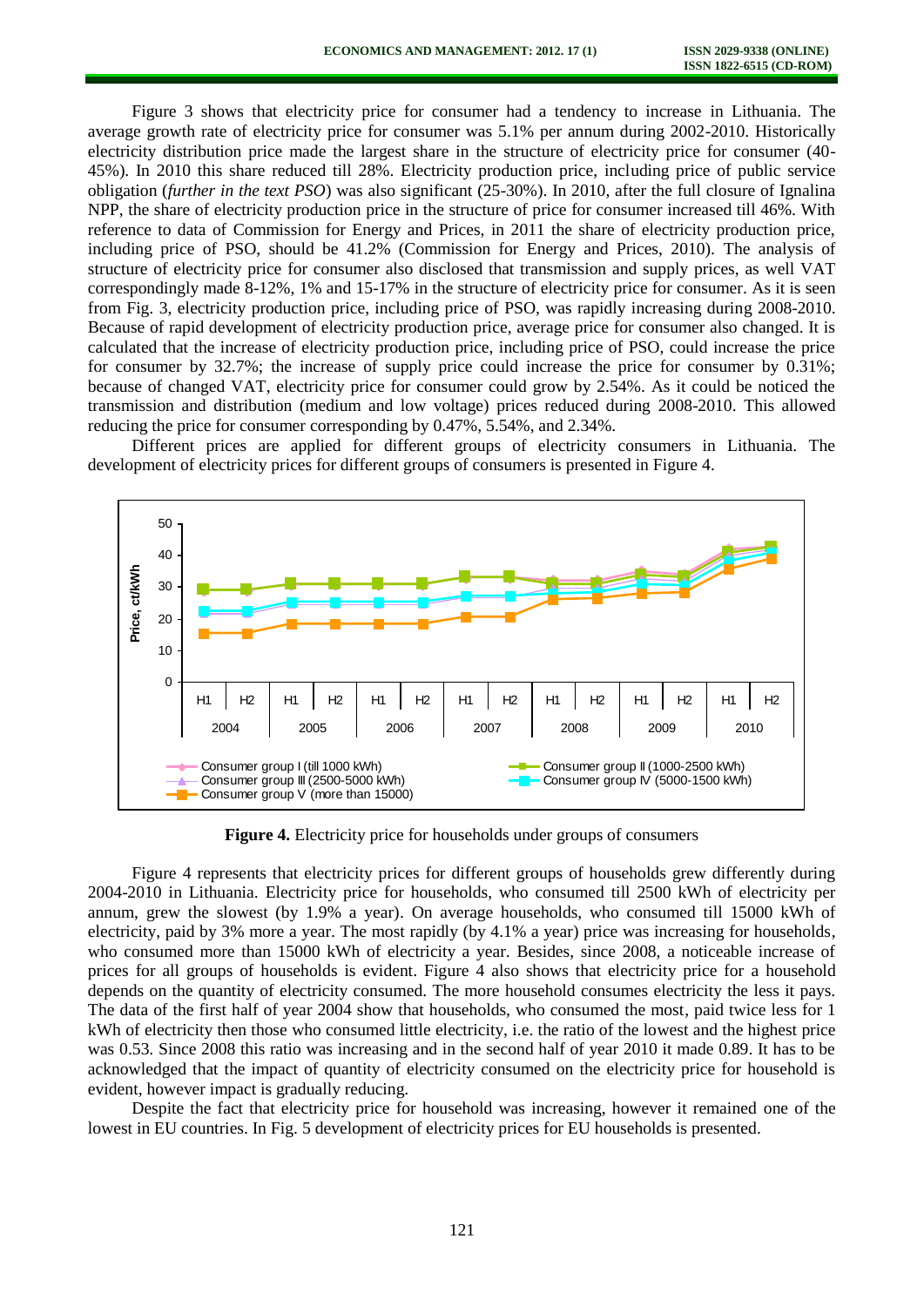Figure 3 shows that electricity price for consumer had a tendency to increase in Lithuania. The average growth rate of electricity price for consumer was 5.1% per annum during 2002-2010. Historically electricity distribution price made the largest share in the structure of electricity price for consumer (40-45%). In 2010 this share reduced till 28%. Electricity production price, including price of public service obligation (*further in the text PSO*) was also significant (25-30%). In 2010, after the full closure of Ignalina NPP, the share of electricity production price in the structure of price for consumer increased till 46%. With reference to data of Commission for Energy and Prices, in 2011 the share of electricity production price, including price of PSO, should be 41.2% (Commission for Energy and Prices, 2010). The analysis of structure of electricity price for consumer also disclosed that transmission and supply prices, as well VAT correspondingly made 8-12%, 1% and 15-17% in the structure of electricity price for consumer. As it is seen from Fig. 3, electricity production price, including price of PSO, was rapidly increasing during 2008-2010. Because of rapid development of electricity production price, average price for consumer also changed. It is calculated that the increase of electricity production price, including price of PSO, could increase the price for consumer by 32.7%; the increase of supply price could increase the price for consumer by 0.31%; because of changed VAT, electricity price for consumer could grow by 2.54%. As it could be noticed the transmission and distribution (medium and low voltage) prices reduced during 2008-2010. This allowed reducing the price for consumer corresponding by 0.47%, 5.54%, and 2.34%.

Different prices are applied for different groups of electricity consumers in Lithuania. The development of electricity prices for different groups of consumers is presented in Figure 4.

**Figure 4.** Electricity price for households under groups of consumers

Figure 4 represents that electricity prices for different groups of households grew differently during 2004-2010 in Lithuania. Electricity price for households, who consumed till 2500 kWh of electricity per annum, grew the slowest (by 1.9% a year). On average households, who consumed till 15000 kWh of electricity, paid by 3% more a year. The most rapidly (by 4.1% a year) price was increasing for households, who consumed more than 15000 kWh of electricity a year. Besides, since 2008, a noticeable increase of prices for all groups of households is evident. Figure 4 also shows that electricity price for a household depends on the quantity of electricity consumed. The more household consumes electricity the less it pays. The data of the first half of year 2004 show that households, who consumed the most, paid twice less for 1 kWh of electricity then those who consumed little electricity, i.e. the ratio of the lowest and the highest price was 0.53. Since 2008 this ratio was increasing and in the second half of year 2010 it made 0.89. It has to be acknowledged that the impact of quantity of electricity consumed on the electricity price for household is evident, however impact is gradually reducing.

Despite the fact that electricity price for household was increasing, however it remained one of the lowest in EU countries. In Fig. 5 development of electricity prices for EU households is presented.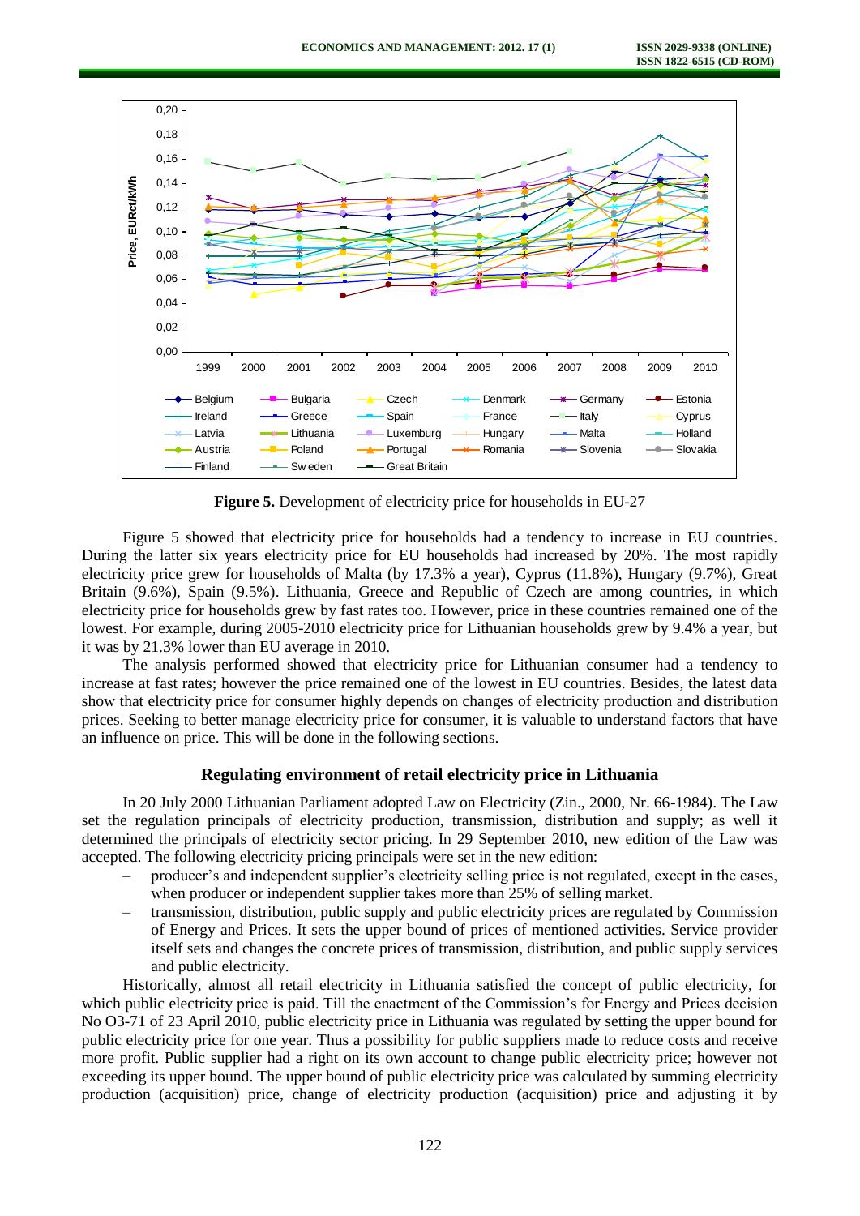**Figure 5.** Development of electricity price for households in EU-27

Figure 5 showed that electricity price for households had a tendency to increase in EU countries. During the latter six years electricity price for EU households had increased by 20%. The most rapidly electricity price grew for households of Malta (by 17.3% a year), Cyprus (11.8%), Hungary (9.7%), Great Britain (9.6%), Spain (9.5%). Lithuania, Greece and Republic of Czech are among countries, in which electricity price for households grew by fast rates too. However, price in these countries remained one of the lowest. For example, during 2005-2010 electricity price for Lithuanian households grew by 9.4% a year, but it was by 21.3% lower than EU average in 2010.

The analysis performed showed that electricity price for Lithuanian consumer had a tendency to increase at fast rates; however the price remained one of the lowest in EU countries. Besides, the latest data show that electricity price for consumer highly depends on changes of electricity production and distribution prices. Seeking to better manage electricity price for consumer, it is valuable to understand factors that have an influence on price. This will be done in the following sections.

## Regulating environment of retail electricity price in Lithuania

In 20 July 2000 Lithuanian Parliament adopted Law on Electricity (Zin., 2000, Nr. 66-1984). The Law set the regulation principals of electricity production, transmission, distribution and supply; as well it determined the principals of electricity sector pricing. In 29 September 2010, new edition of the Law was accepted. The following electricity pricing principals were set in the new edition:

– producer's and independent supplier's electricity selling price is not regulated, except in the cases, when producer or independent supplier takes more than 25% of selling market.

– transmission, distribution, public supply and public electricity prices are regulated by Commission of Energy and Prices. It sets the upper bound of prices of mentioned activities. Service provider itself sets and changes the concrete prices of transmission, distribution, and public supply services and public electricity.

Historically, almost all retail electricity in Lithuania satisfied the concept of public electricity, for which public electricity price is paid. Till the enactment of the Commission's for Energy and Prices decision No O3-71 of 23 April 2010, public electricity price in Lithuania was regulated by setting the upper bound for public electricity price for one year. Thus a possibility for public suppliers made to reduce costs and receive more profit. Public supplier had a right on its own account to change public electricity price; however not exceeding its upper bound. The upper bound of public electricity price was calculated by summing electricity production (acquisition) price, change of electricity production (acquisition) price and adjusting it by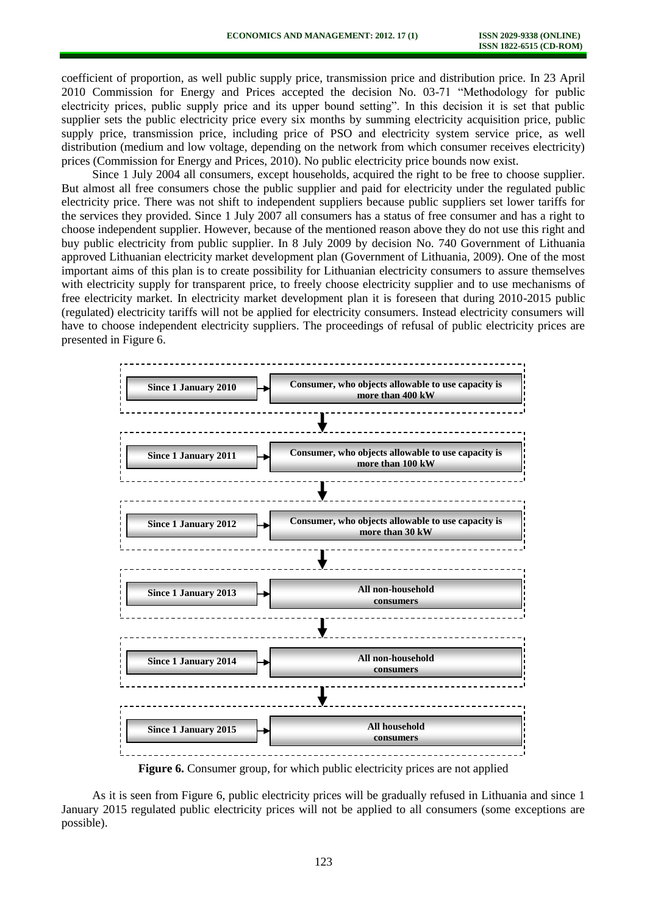coefficient of proportion, as well public supply price, transmission price and distribution price. In 23 April 2010 Commission for Energy and Prices accepted the decision No. 03-71 "Methodology for public electricity prices, public supply price and its upper bound setting". In this decision it is set that public supplier sets the public electricity price every six months by summing electricity acquisition price, public supply price, transmission price, including price of PSO and electricity system service price, as well distribution (medium and low voltage, depending on the network from which consumer receives electricity) prices (Commission for Energy and Prices, 2010). No public electricity price bounds now exist.

Since 1 July 2004 all consumers, except households, acquired the right to be free to choose supplier. But almost all free consumers chose the public supplier and paid for electricity under the regulated public electricity price. There was not shift to independent suppliers because public suppliers set lower tariffs for the services they provided. Since 1 July 2007 all consumers has a status of free consumer and has a right to choose independent supplier. However, because of the mentioned reason above they do not use this right and buy public electricity from public supplier. In 8 July 2009 by decision No. 740 Government of Lithuania approved Lithuanian electricity market development plan (Government of Lithuania, 2009). One of the most important aims of this plan is to create possibility for Lithuanian electricity consumers to assure themselves with electricity supply for transparent price, to freely choose electricity supplier and to use mechanisms of free electricity market. In electricity market development plan it is foreseen that during 2010-2015 public (regulated) electricity tariffs will not be applied for electricity consumers. Instead electricity consumers will have to choose independent electricity suppliers. The proceedings of refusal of public electricity prices are presented in Figure 6.

| Date | Consumer group |
|---|---|
| Since 1 January 2010 | Consumer, who objects allowable to use capacity is more than 400 kW |
| Since 1 January 2011 | Consumer, who objects allowable to use capacity is more than 100 kW |
| Since 1 January 2012 | Consumer, who objects allowable to use capacity is more than 30 kW |
| Since 1 January 2013 | All non-household consumers |
| Since 1 January 2014 | All non-household consumers |
| Since 1 January 2015 | All household consumers |

**Figure 6.** Consumer group, for which public electricity prices are not applied

As it is seen from Figure 6, public electricity prices will be gradually refused in Lithuania and since 1 January 2015 regulated public electricity prices will not be applied to all consumers (some exceptions are possible).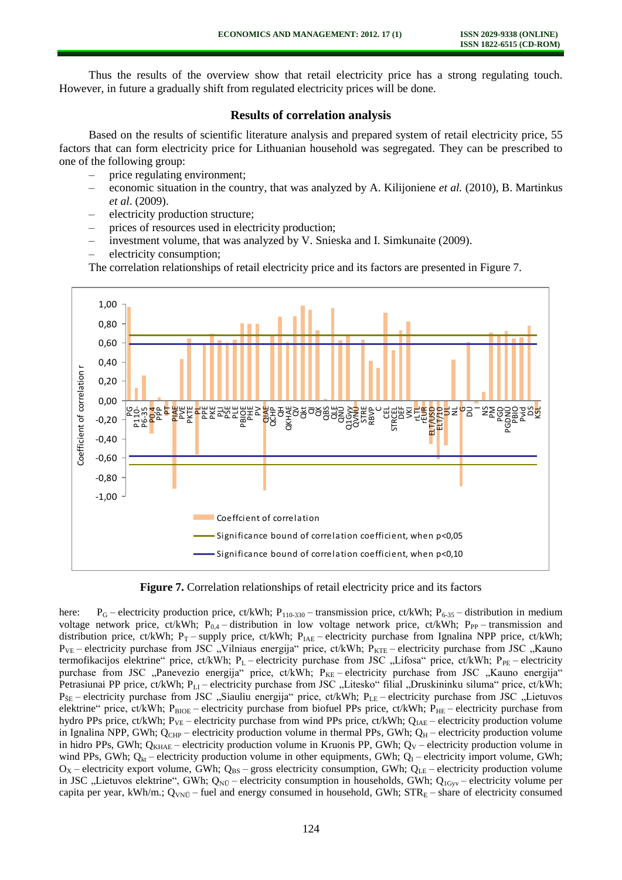Thus the results of the overview show that retail electricity price has a strong regulating touch. However, in future a gradually shift from regulated electricity prices will be done.

## Results of correlation analysis

Based on the results of scientific literature analysis and prepared system of retail electricity price, 55 factors that can form electricity price for Lithuanian household was segregated. They can be prescribed to one of the following group:

- price regulating environment;
- economic situation in the country, that was analyzed by A. Kilijoniene *et al.* (2010), B. Martinkus *et al*. (2009).
- electricity production structure;
- prices of resources used in electricity production;
- investment volume, that was analyzed by V. Snieska and I. Simkunaite (2009).
- electricity consumption;

The correlation relationships of retail electricity price and its factors are presented in Figure 7.

**Figure 7.** Correlation relationships of retail electricity price and its factors

here: $P_G$ – electricity production price, ct/kWh; $P_{110\text{-}330}$ – transmission price, ct/kWh; $P_{6\text{-}35}$ – distribution in medium voltage network price, ct/kWh; $P_{0,4}$ – distribution in low voltage network price, ct/kWh; $P_{PP}$ – transmission and distribution price, ct/kWh; $P_T$ – supply price, ct/kWh; $P_{IAE}$ – electricity purchase from Ignalina NPP price, ct/kWh; $P_{VE}$ – electricity purchase from JSC „Vilniaus energija“ price, ct/kWh; $P_{KTE}$ – electricity purchase from JSC „Kauno termofikacijos elektrine“ price, ct/kWh; $P_L$ – electricity purchase from JSC „Lifosa“ price, ct/kWh; $P_{PE}$ – electricity purchase from JSC „Panevezio energija“ price, ct/kWh; $P_{KE}$ – electricity purchase from JSC „Kauno energija“ Petrasiunai PP price, ct/kWh; $P_{LI}$ – electricity purchase from JSC „Litesko“ filial „Druskininku siluma“ price, ct/kWh; $P_{ŠE}$ – electricity purchase from JSC „Siauliu energija“ price, ct/kWh; $P_{LE}$ – electricity purchase from JSC „Lietuvos elektrine“ price, ct/kWh; $P_{BIOE}$ – electricity purchase from biofuel PPs price, ct/kWh; $P_{HE}$ – electricity purchase from hydro PPs price, ct/kWh; $P_{VE}$ – electricity purchase from wind PPs price, ct/kWh; $Q_{IAE}$ – electricity production volume in Ignalina NPP, GWh; $Q_{CHP}$ – electricity production volume in thermal PPs, GWh; $Q_H$ – electricity production volume in hidro PPs, GWh; $Q_{KHAE}$ – electricity production volume in Kruonis PP, GWh; $Q_V$ – electricity production volume in wind PPs, GWh; $Q_{kt}$ – electricity production volume in other equipments, GWh; $Q_I$ – electricity import volume, GWh; $O_X$ – electricity export volume, GWh; $Q_{BS}$ – gross electricity consumption, GWh; $Q_{LE}$ – electricity production volume in JSC „Lietuvos elektrine“, GWh; $Q_{NŪ}$ – electricity consumption in households, GWh; $Q_{1Gyv}$ – electricity volume per capita per year, kWh/m.; $Q_{VNŪ}$ – fuel and energy consumed in household, GWh; $STR_E$ – share of electricity consumed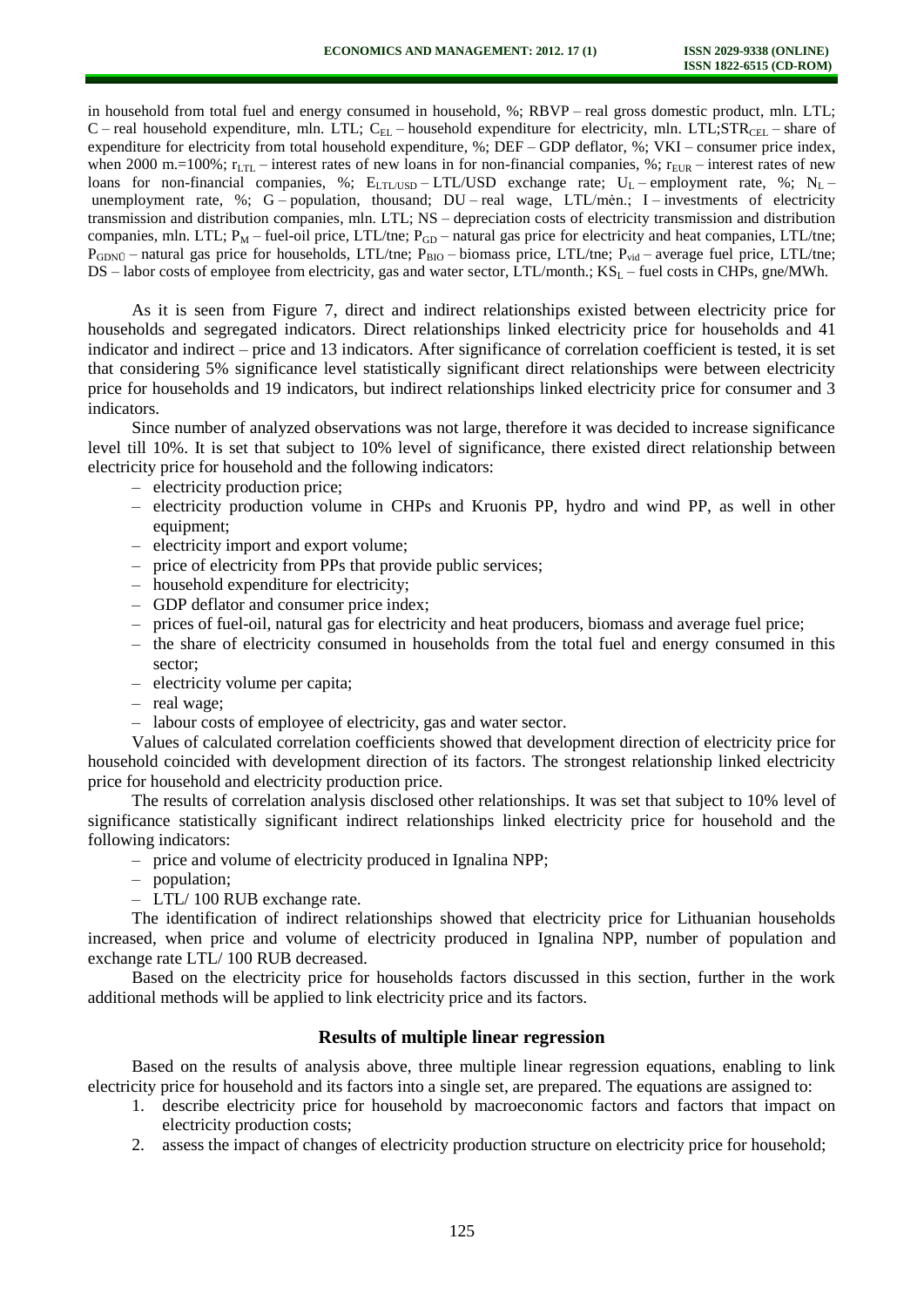in household from total fuel and energy consumed in household, %; RBVP – real gross domestic product, mln. LTL; C – real household expenditure, mln. LTL; $C_{EL}$ – household expenditure for electricity, mln. LTL;$STR_{CEL}$ – share of expenditure for electricity from total household expenditure, %; DEF – GDP deflator, %; VKI – consumer price index, when 2000 m.=100%; $r_{LTL}$ – interest rates of new loans in for non-financial companies, %; $r_{EUR}$ – interest rates of new loans for non-financial companies, %; $E_{LTL/USD}$ – LTL/USD exchange rate; $U_L$ – employment rate, %; $N_L$ – unemployment rate, %; G – population, thousand; DU – real wage, LTL/mėn.; I – investments of electricity transmission and distribution companies, mln. LTL; NS – depreciation costs of electricity transmission and distribution companies, mln. LTL; $P_M$ – fuel-oil price, LTL/tne; $P_{GD}$ – natural gas price for electricity and heat companies, LTL/tne; $P_{GDNŪ}$ – natural gas price for households, LTL/tne; $P_{BIO}$ – biomass price, LTL/tne; $P_{vid}$ – average fuel price, LTL/tne; DS – labor costs of employee from electricity, gas and water sector, LTL/month.; $KS_L$ – fuel costs in CHPs, gne/MWh.

As it is seen from Figure 7, direct and indirect relationships existed between electricity price for households and segregated indicators. Direct relationships linked electricity price for households and 41 indicator and indirect – price and 13 indicators. After significance of correlation coefficient is tested, it is set that considering 5% significance level statistically significant direct relationships were between electricity price for households and 19 indicators, but indirect relationships linked electricity price for consumer and 3 indicators.

Since number of analyzed observations was not large, therefore it was decided to increase significance level till 10%. It is set that subject to 10% level of significance, there existed direct relationship between electricity price for household and the following indicators:

- electricity production price;
- electricity production volume in CHPs and Kruonis PP, hydro and wind PP, as well in other equipment;
- electricity import and export volume;
- price of electricity from PPs that provide public services;
- household expenditure for electricity;
- GDP deflator and consumer price index;
- prices of fuel-oil, natural gas for electricity and heat producers, biomass and average fuel price;
- the share of electricity consumed in households from the total fuel and energy consumed in this sector;
- electricity volume per capita;
- real wage;
- labour costs of employee of electricity, gas and water sector.

Values of calculated correlation coefficients showed that development direction of electricity price for household coincided with development direction of its factors. The strongest relationship linked electricity price for household and electricity production price.

The results of correlation analysis disclosed other relationships. It was set that subject to 10% level of significance statistically significant indirect relationships linked electricity price for household and the following indicators:

- price and volume of electricity produced in Ignalina NPP;
- population;
- LTL/ 100 RUB exchange rate.

The identification of indirect relationships showed that electricity price for Lithuanian households increased, when price and volume of electricity produced in Ignalina NPP, number of population and exchange rate LTL/ 100 RUB decreased.

Based on the electricity price for households factors discussed in this section, further in the work additional methods will be applied to link electricity price and its factors.

## Results of multiple linear regression

Based on the results of analysis above, three multiple linear regression equations, enabling to link electricity price for household and its factors into a single set, are prepared. The equations are assigned to:

1. describe electricity price for household by macroeconomic factors and factors that impact on electricity production costs;
2. assess the impact of changes of electricity production structure on electricity price for household;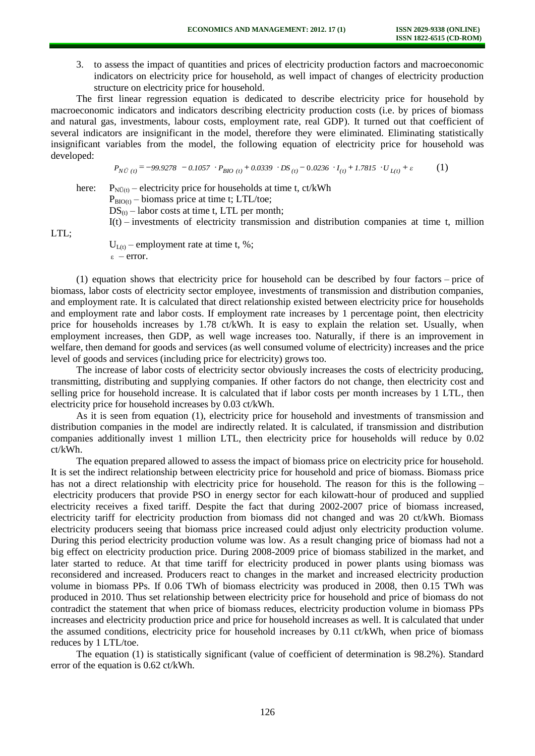3. to assess the impact of quantities and prices of electricity production factors and macroeconomic indicators on electricity price for household, as well impact of changes of electricity production structure on electricity price for household.

The first linear regression equation is dedicated to describe electricity price for household by macroeconomic indicators and indicators describing electricity production costs (i.e. by prices of biomass and natural gas, investments, labour costs, employment rate, real GDP). It turned out that coefficient of several indicators are insignificant in the model, therefore they were eliminated. Eliminating statistically insignificant variables from the model, the following equation of electricity price for household was developed:

$$P_{N\bar{U}(t)} = -99.9278 - 0.1057 \cdot P_{BIO(t)} + 0.0339 \cdot DS_{(t)} - 0.0236 \cdot I_{(t)} + 1.7815 \cdot U_{L(t)} + \varepsilon \qquad (1)$$

here: $P_{N\bar{U}(t)}$ – electricity price for households at time t, ct/kWh

$P_{BIO(t)}$ – biomass price at time t; LTL/toe;

$DS_{(t)}$ – labor costs at time t, LTL per month;

$I(t)$ – investments of electricity transmission and distribution companies at time t, million LTL;

$U_{L(t)}$ – employment rate at time t, %;

$\varepsilon$ – error.

(1) equation shows that electricity price for household can be described by four factors – price of biomass, labor costs of electricity sector employee, investments of transmission and distribution companies, and employment rate. It is calculated that direct relationship existed between electricity price for households and employment rate and labor costs. If employment rate increases by 1 percentage point, then electricity price for households increases by 1.78 ct/kWh. It is easy to explain the relation set. Usually, when employment increases, then GDP, as well wage increases too. Naturally, if there is an improvement in welfare, then demand for goods and services (as well consumed volume of electricity) increases and the price level of goods and services (including price for electricity) grows too.

The increase of labor costs of electricity sector obviously increases the costs of electricity producing, transmitting, distributing and supplying companies. If other factors do not change, then electricity cost and selling price for household increase. It is calculated that if labor costs per month increases by 1 LTL, then electricity price for household increases by 0.03 ct/kWh.

As it is seen from equation (1), electricity price for household and investments of transmission and distribution companies in the model are indirectly related. It is calculated, if transmission and distribution companies additionally invest 1 million LTL, then electricity price for households will reduce by 0.02 ct/kWh.

The equation prepared allowed to assess the impact of biomass price on electricity price for household. It is set the indirect relationship between electricity price for household and price of biomass. Biomass price has not a direct relationship with electricity price for household. The reason for this is the following – electricity producers that provide PSO in energy sector for each kilowatt-hour of produced and supplied electricity receives a fixed tariff. Despite the fact that during 2002-2007 price of biomass increased, electricity tariff for electricity production from biomass did not changed and was 20 ct/kWh. Biomass electricity producers seeing that biomass price increased could adjust only electricity production volume. During this period electricity production volume was low. As a result changing price of biomass had not a big effect on electricity production price. During 2008-2009 price of biomass stabilized in the market, and later started to reduce. At that time tariff for electricity produced in power plants using biomass was reconsidered and increased. Producers react to changes in the market and increased electricity production volume in biomass PPs. If 0.06 TWh of biomass electricity was produced in 2008, then 0.15 TWh was produced in 2010. Thus set relationship between electricity price for household and price of biomass do not contradict the statement that when price of biomass reduces, electricity production volume in biomass PPs increases and electricity production price and price for household increases as well. It is calculated that under the assumed conditions, electricity price for household increases by 0.11 ct/kWh, when price of biomass reduces by 1 LTL/toe.

The equation (1) is statistically significant (value of coefficient of determination is 98.2%). Standard error of the equation is 0.62 ct/kWh.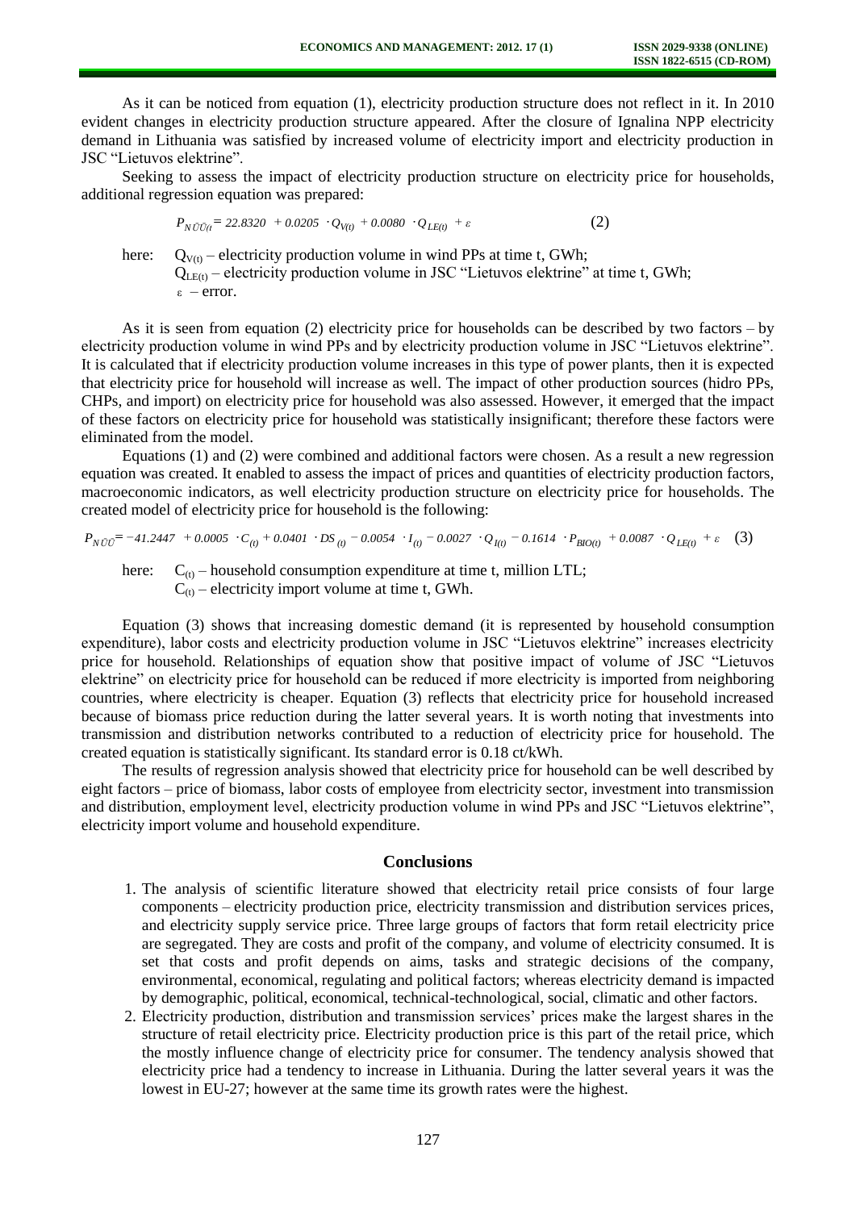As it can be noticed from equation (1), electricity production structure does not reflect in it. In 2010 evident changes in electricity production structure appeared. After the closure of Ignalina NPP electricity demand in Lithuania was satisfied by increased volume of electricity import and electricity production in JSC "Lietuvos elektrine".

Seeking to assess the impact of electricity production structure on electricity price for households, additional regression equation was prepared:

$$P_{N\bar{U}\bar{U}(t)} = 22.8320 + 0.0205 \cdot Q_{V(t)} + 0.0080 \cdot Q_{LE(t)} + \varepsilon \tag{2}$$

here: $Q_{V(t)}$ – electricity production volume in wind PPs at time t, GWh;
$Q_{LE(t)}$ – electricity production volume in JSC "Lietuvos elektrine" at time t, GWh;
$\varepsilon$ – error.

As it is seen from equation (2) electricity price for households can be described by two factors – by electricity production volume in wind PPs and by electricity production volume in JSC "Lietuvos elektrine". It is calculated that if electricity production volume increases in this type of power plants, then it is expected that electricity price for household will increase as well. The impact of other production sources (hidro PPs, CHPs, and import) on electricity price for household was also assessed. However, it emerged that the impact of these factors on electricity price for household was statistically insignificant; therefore these factors were eliminated from the model.

Equations (1) and (2) were combined and additional factors were chosen. As a result a new regression equation was created. It enabled to assess the impact of prices and quantities of electricity production factors, macroeconomic indicators, as well electricity production structure on electricity price for households. The created model of electricity price for household is the following:

$$P_{N\bar{U}\bar{U}} = -41.2447 + 0.0005 \cdot C_{(t)} + 0.0401 \cdot DS_{(t)} - 0.0054 \cdot I_{(t)} - 0.0027 \cdot Q_{I(t)} - 0.1614 \cdot P_{BIO(t)} + 0.0087 \cdot Q_{LE(t)} + \varepsilon \tag{3}$$

here: $C_{(t)}$ – household consumption expenditure at time t, million LTL;
$C_{(t)}$ – electricity import volume at time t, GWh.

Equation (3) shows that increasing domestic demand (it is represented by household consumption expenditure), labor costs and electricity production volume in JSC "Lietuvos elektrine" increases electricity price for household. Relationships of equation show that positive impact of volume of JSC "Lietuvos elektrine" on electricity price for household can be reduced if more electricity is imported from neighboring countries, where electricity is cheaper. Equation (3) reflects that electricity price for household increased because of biomass price reduction during the latter several years. It is worth noting that investments into transmission and distribution networks contributed to a reduction of electricity price for household. The created equation is statistically significant. Its standard error is 0.18 ct/kWh.

The results of regression analysis showed that electricity price for household can be well described by eight factors – price of biomass, labor costs of employee from electricity sector, investment into transmission and distribution, employment level, electricity production volume in wind PPs and JSC "Lietuvos elektrine", electricity import volume and household expenditure.

## Conclusions

1. The analysis of scientific literature showed that electricity retail price consists of four large components – electricity production price, electricity transmission and distribution services prices, and electricity supply service price. Three large groups of factors that form retail electricity price are segregated. They are costs and profit of the company, and volume of electricity consumed. It is set that costs and profit depends on aims, tasks and strategic decisions of the company, environmental, economical, regulating and political factors; whereas electricity demand is impacted by demographic, political, economical, technical-technological, social, climatic and other factors.
2. Electricity production, distribution and transmission services' prices make the largest shares in the structure of retail electricity price. Electricity production price is this part of the retail price, which the mostly influence change of electricity price for consumer. The tendency analysis showed that electricity price had a tendency to increase in Lithuania. During the latter several years it was the lowest in EU-27; however at the same time its growth rates were the highest.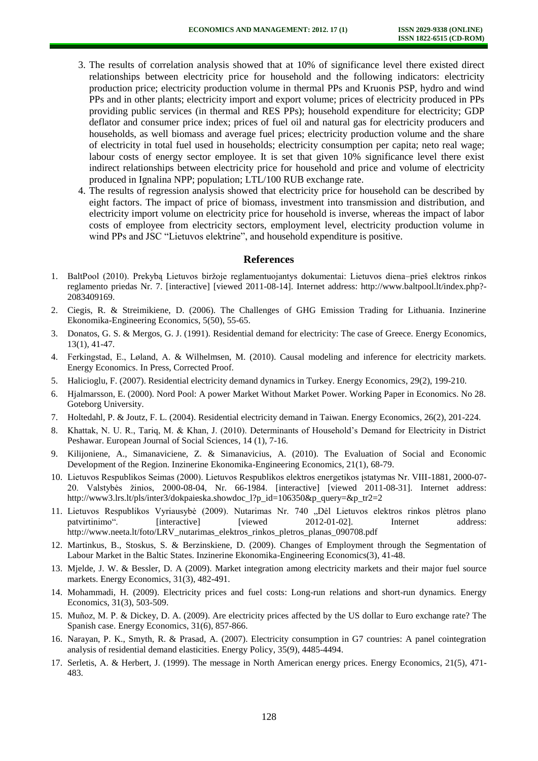3. The results of correlation analysis showed that at 10% of significance level there existed direct relationships between electricity price for household and the following indicators: electricity production price; electricity production volume in thermal PPs and Kruonis PSP, hydro and wind PPs and in other plants; electricity import and export volume; prices of electricity produced in PPs providing public services (in thermal and RES PPs); household expenditure for electricity; GDP deflator and consumer price index; prices of fuel oil and natural gas for electricity producers and households, as well biomass and average fuel prices; electricity production volume and the share of electricity in total fuel used in households; electricity consumption per capita; neto real wage; labour costs of energy sector employee. It is set that given 10% significance level there exist indirect relationships between electricity price for household and price and volume of electricity produced in Ignalina NPP; population; LTL/100 RUB exchange rate.
4. The results of regression analysis showed that electricity price for household can be described by eight factors. The impact of price of biomass, investment into transmission and distribution, and electricity import volume on electricity price for household is inverse, whereas the impact of labor costs of employee from electricity sectors, employment level, electricity production volume in wind PPs and JSC "Lietuvos elektrine", and household expenditure is positive.

## References

1. BaltPool (2010). Prekybą Lietuvos biržoje reglamentuojantys dokumentai: Lietuvos diena–prieš elektros rinkos reglamento priedas Nr. 7. [interactive] [viewed 2011-08-14]. Internet address: http://www.baltpool.lt/index.php?-2083409169.
2. Ciegis, R. & Streimikiene, D. (2006). The Challenges of GHG Emission Trading for Lithuania. Inzinerine Ekonomika-Engineering Economics, 5(50), 55-65.
3. Donatos, G. S. & Mergos, G. J. (1991). Residential demand for electricity: The case of Greece. Energy Economics, 13(1), 41-47.
4. Ferkingstad, E., Løland, A. & Wilhelmsen, M. (2010). Causal modeling and inference for electricity markets. Energy Economics. In Press, Corrected Proof.
5. Halicioglu, F. (2007). Residential electricity demand dynamics in Turkey. Energy Economics, 29(2), 199-210.
6. Hjalmarsson, E. (2000). Nord Pool: A power Market Without Market Power. Working Paper in Economics. No 28. Goteborg University.
7. Holtedahl, P. & Joutz, F. L. (2004). Residential electricity demand in Taiwan. Energy Economics, 26(2), 201-224.
8. Khattak, N. U. R., Tariq, M. & Khan, J. (2010). Determinants of Household's Demand for Electricity in District Peshawar. European Journal of Social Sciences, 14 (1), 7-16.
9. Kilijoniene, A., Simanaviciene, Z. & Simanavicius, A. (2010). The Evaluation of Social and Economic Development of the Region. Inzinerine Ekonomika-Engineering Economics, 21(1), 68-79.
10. Lietuvos Respublikos Seimas (2000). Lietuvos Respublikos elektros energetikos įstatymas Nr. VIII-1881, 2000-07-20. Valstybės žinios, 2000-08-04, Nr. 66-1984. [interactive] [viewed 2011-08-31]. Internet address: http://www3.lrs.lt/pls/inter3/dokpaieska.showdoc_l?p_id=106350&p_query=&p_tr2=2
11. Lietuvos Respublikos Vyriausybė (2009). Nutarimas Nr. 740 „Dėl Lietuvos elektros rinkos plėtros plano patvirtinimo". [interactive] [viewed 2012-01-02]. Internet address: http://www.neeta.lt/foto/LRV_nutarimas_elektros_rinkos_pletros_planas_090708.pdf
12. Martinkus, B., Stoskus, S. & Berzinskiene, D. (2009). Changes of Employment through the Segmentation of Labour Market in the Baltic States. Inzinerine Ekonomika-Engineering Economics(3), 41-48.
13. Mjelde, J. W. & Bessler, D. A (2009). Market integration among electricity markets and their major fuel source markets. Energy Economics, 31(3), 482-491.
14. Mohammadi, H. (2009). Electricity prices and fuel costs: Long-run relations and short-run dynamics. Energy Economics, 31(3), 503-509.
15. Muñoz, M. P. & Dickey, D. A. (2009). Are electricity prices affected by the US dollar to Euro exchange rate? The Spanish case. Energy Economics, 31(6), 857-866.
16. Narayan, P. K., Smyth, R. & Prasad, A. (2007). Electricity consumption in G7 countries: A panel cointegration analysis of residential demand elasticities. Energy Policy, 35(9), 4485-4494.
17. Serletis, A. & Herbert, J. (1999). The message in North American energy prices. Energy Economics, 21(5), 471-483.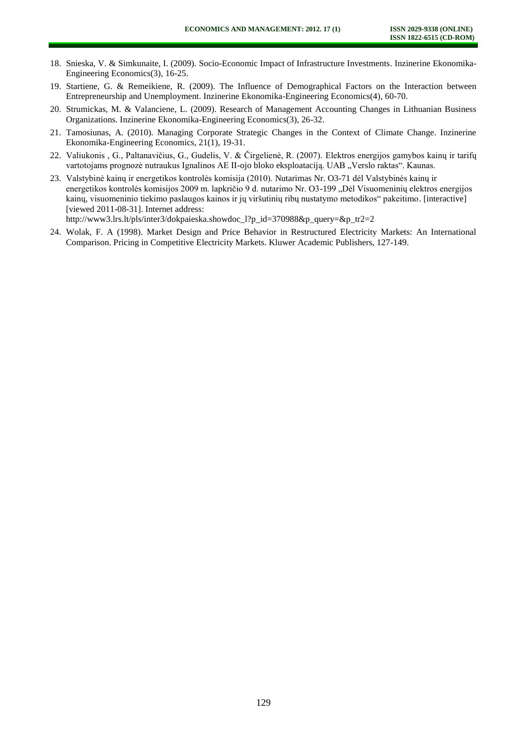18. Snieska, V. & Simkunaite, I. (2009). Socio-Economic Impact of Infrastructure Investments. Inzinerine Ekonomika-Engineering Economics(3), 16-25.
19. Startiene, G. & Remeikiene, R. (2009). The Influence of Demographical Factors on the Interaction between Entrepreneurship and Unemployment. Inzinerine Ekonomika-Engineering Economics(4), 60-70.
20. Strumickas, M. & Valanciene, L. (2009). Research of Management Accounting Changes in Lithuanian Business Organizations. Inzinerine Ekonomika-Engineering Economics(3), 26-32.
21. Tamosiunas, A. (2010). Managing Corporate Strategic Changes in the Context of Climate Change. Inzinerine Ekonomika-Engineering Economics, 21(1), 19-31.
22. Valiukonis , G., Paltanavičius, G., Gudelis, V. & Čirgelienė, R. (2007). Elektros energijos gamybos kainų ir tarifų vartotojams prognozė nutraukus Ignalinos AE II-ojo bloko eksploataciją. UAB „Verslo raktas". Kaunas.
23. Valstybinė kainų ir energetikos kontrolės komisija (2010). Nutarimas Nr. O3-71 dėl Valstybinės kainų ir energetikos kontrolės komisijos 2009 m. lapkričio 9 d. nutarimo Nr. O3-199 „Dėl Visuomeninių elektros energijos kainų, visuomeninio tiekimo paslaugos kainos ir jų viršutinių ribų nustatymo metodikos" pakeitimo. [interactive] [viewed 2011-08-31]. Internet address: http://www3.lrs.lt/pls/inter3/dokpaieska.showdoc_l?p_id=370988&p_query=&p_tr2=2
24. Wolak, F. A (1998). Market Design and Price Behavior in Restructured Electricity Markets: An International Comparison. Pricing in Competitive Electricity Markets. Kluwer Academic Publishers, 127-149.